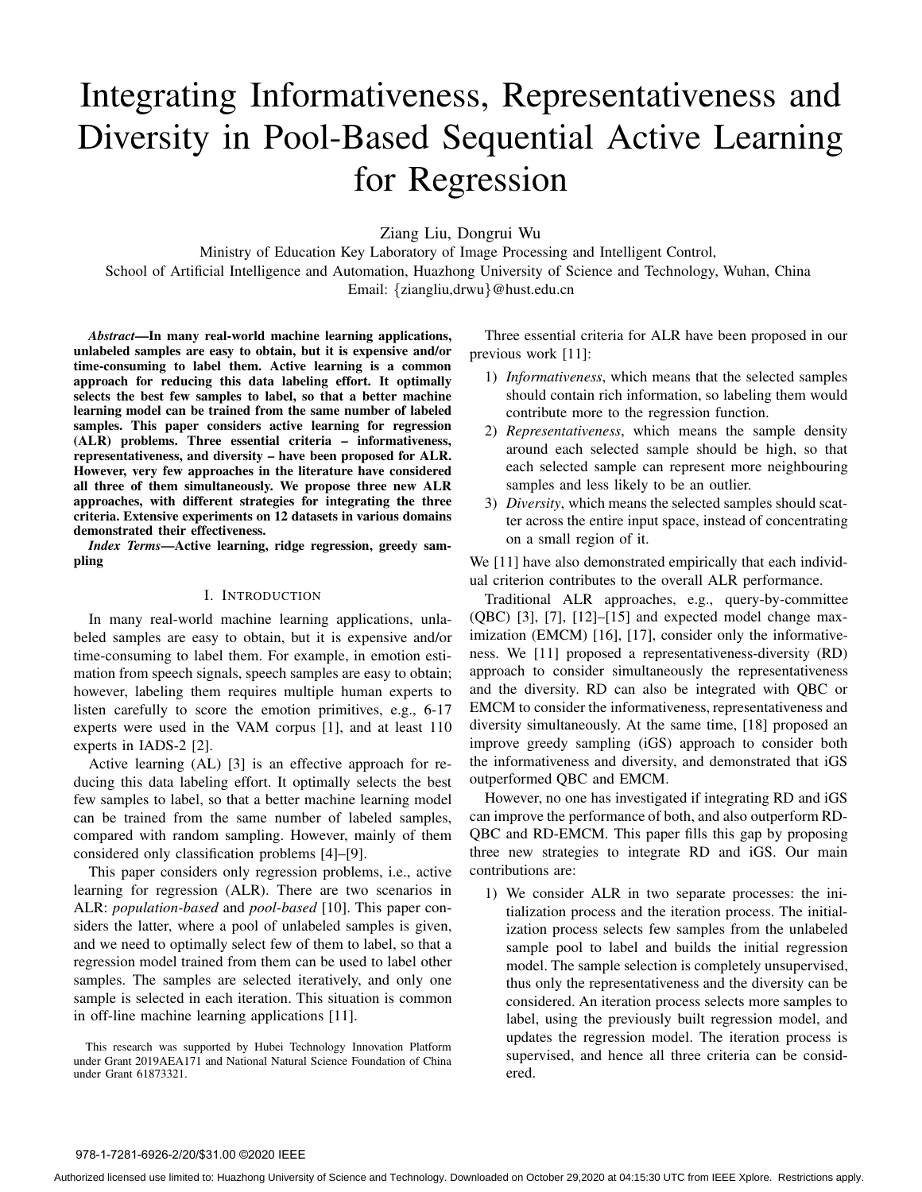# Integrating Informativeness, Representativeness and Diversity in Pool-Based Sequential Active Learning for Regression

Ziang Liu, Dongrui Wu

Ministry of Education Key Laboratory of Image Processing and Intelligent Control,
School of Artificial Intelligence and Automation, Huazhong University of Science and Technology, Wuhan, China
Email: {ziangliu,drwu}@hust.edu.cn

***Abstract*—In many real-world machine learning applications, unlabeled samples are easy to obtain, but it is expensive and/or time-consuming to label them. Active learning is a common approach for reducing this data labeling effort. It optimally selects the best few samples to label, so that a better machine learning model can be trained from the same number of labeled samples. This paper considers active learning for regression (ALR) problems. Three essential criteria – informativeness, representativeness, and diversity – have been proposed for ALR. However, very few approaches in the literature have considered all three of them simultaneously. We propose three new ALR approaches, with different strategies for integrating the three criteria. Extensive experiments on 12 datasets in various domains demonstrated their effectiveness.**

***Index Terms*—Active learning, ridge regression, greedy sampling**

## I. Introduction

In many real-world machine learning applications, unlabeled samples are easy to obtain, but it is expensive and/or time-consuming to label them. For example, in emotion estimation from speech signals, speech samples are easy to obtain; however, labeling them requires multiple human experts to listen carefully to score the emotion primitives, e.g., 6-17 experts were used in the VAM corpus [1], and at least 110 experts in IADS-2 [2].

Active learning (AL) [3] is an effective approach for reducing this data labeling effort. It optimally selects the best few samples to label, so that a better machine learning model can be trained from the same number of labeled samples, compared with random sampling. However, mainly of them considered only classification problems [4]–[9].

This paper considers only regression problems, i.e., active learning for regression (ALR). There are two scenarios in ALR: *population-based* and *pool-based* [10]. This paper considers the latter, where a pool of unlabeled samples is given, and we need to optimally select few of them to label, so that a regression model trained from them can be used to label other samples. The samples are selected iteratively, and only one sample is selected in each iteration. This situation is common in off-line machine learning applications [11].

This research was supported by Hubei Technology Innovation Platform under Grant 2019AEA171 and National Natural Science Foundation of China under Grant 61873321.

Three essential criteria for ALR have been proposed in our previous work [11]:

1) *Informativeness*, which means that the selected samples should contain rich information, so labeling them would contribute more to the regression function.
2) *Representativeness*, which means the sample density around each selected sample should be high, so that each selected sample can represent more neighbouring samples and less likely to be an outlier.
3) *Diversity*, which means the selected samples should scatter across the entire input space, instead of concentrating on a small region of it.

We [11] have also demonstrated empirically that each individual criterion contributes to the overall ALR performance.

Traditional ALR approaches, e.g., query-by-committee (QBC) [3], [7], [12]–[15] and expected model change maximization (EMCM) [16], [17], consider only the informativeness. We [11] proposed a representativeness-diversity (RD) approach to consider simultaneously the representativeness and the diversity. RD can also be integrated with QBC or EMCM to consider the informativeness, representativeness and diversity simultaneously. At the same time, [18] proposed an improve greedy sampling (iGS) approach to consider both the informativeness and diversity, and demonstrated that iGS outperformed QBC and EMCM.

However, no one has investigated if integrating RD and iGS can improve the performance of both, and also outperform RD-QBC and RD-EMCM. This paper fills this gap by proposing three new strategies to integrate RD and iGS. Our main contributions are:

1) We consider ALR in two separate processes: the initialization process and the iteration process. The initialization process selects few samples from the unlabeled sample pool to label and builds the initial regression model. The sample selection is completely unsupervised, thus only the representativeness and the diversity can be considered. An iteration process selects more samples to label, using the previously built regression model, and updates the regression model. The iteration process is supervised, and hence all three criteria can be considered.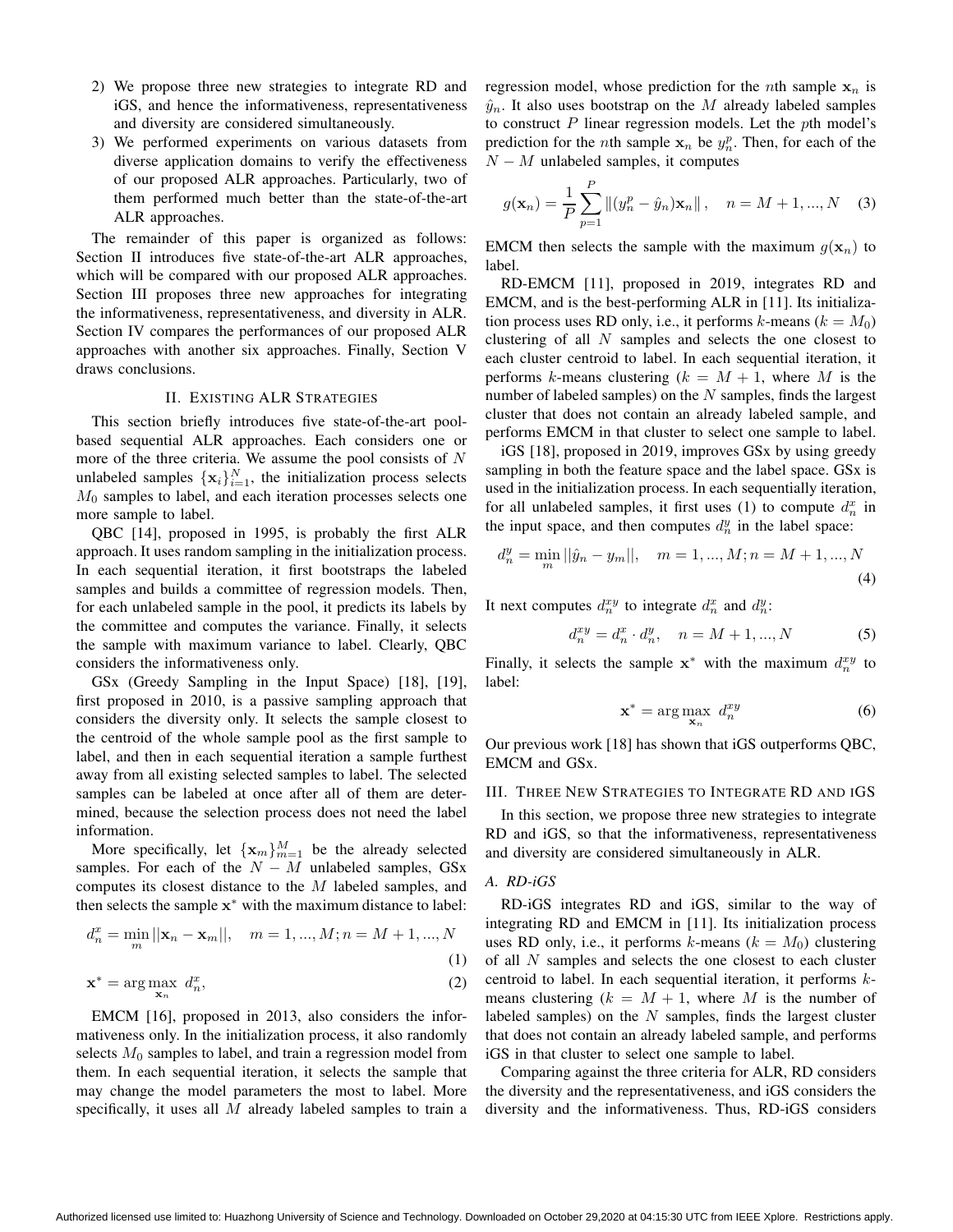2) We propose three new strategies to integrate RD and iGS, and hence the informativeness, representativeness and diversity are considered simultaneously.
3) We performed experiments on various datasets from diverse application domains to verify the effectiveness of our proposed ALR approaches. Particularly, two of them performed much better than the state-of-the-art ALR approaches.

The remainder of this paper is organized as follows: Section II introduces five state-of-the-art ALR approaches, which will be compared with our proposed ALR approaches. Section III proposes three new approaches for integrating the informativeness, representativeness, and diversity in ALR. Section IV compares the performances of our proposed ALR approaches with another six approaches. Finally, Section V draws conclusions.

## II. Existing ALR Strategies

This section briefly introduces five state-of-the-art pool-based sequential ALR approaches. Each considers one or more of the three criteria. We assume the pool consists of $N$ unlabeled samples $\{\mathbf{x}_i\}_{i=1}^N$, the initialization process selects $M_0$ samples to label, and each iteration processes selects one more sample to label.

QBC [14], proposed in 1995, is probably the first ALR approach. It uses random sampling in the initialization process. In each sequential iteration, it first bootstraps the labeled samples and builds a committee of regression models. Then, for each unlabeled sample in the pool, it predicts its labels by the committee and computes the variance. Finally, it selects the sample with maximum variance to label. Clearly, QBC considers the informativeness only.

GSx (Greedy Sampling in the Input Space) [18], [19], first proposed in 2010, is a passive sampling approach that considers the diversity only. It selects the sample closest to the centroid of the whole sample pool as the first sample to label, and then in each sequential iteration a sample furthest away from all existing selected samples to label. The selected samples can be labeled at once after all of them are determined, because the selection process does not need the label information.

More specifically, let $\{\mathbf{x}_m\}_{m=1}^M$ be the already selected samples. For each of the $N-M$ unlabeled samples, GSx computes its closest distance to the $M$ labeled samples, and then selects the sample $\mathbf{x}^*$ with the maximum distance to label:

$$d_n^x = \min_m ||\mathbf{x}_n - \mathbf{x}_m||, \quad m = 1, ..., M; n = M+1, ..., N \tag{1}$$

$$\mathbf{x}^* = \arg\max_{\mathbf{x}_n} \ d_n^x, \tag{2}$$

EMCM [16], proposed in 2013, also considers the informativeness only. In the initialization process, it also randomly selects $M_0$ samples to label, and train a regression model from them. In each sequential iteration, it selects the sample that may change the model parameters the most to label. More specifically, it uses all $M$ already labeled samples to train a regression model, whose prediction for the $n$th sample $\mathbf{x}_n$ is $\hat{y}_n$. It also uses bootstrap on the $M$ already labeled samples to construct $P$ linear regression models. Let the $p$th model's prediction for the $n$th sample $\mathbf{x}_n$ be $y_n^p$. Then, for each of the $N-M$ unlabeled samples, it computes

$$g(\mathbf{x}_n) = \frac{1}{P}\sum_{p=1}^{P} \left\|(y_n^p - \hat{y}_n)\mathbf{x}_n\right\|, \quad n = M+1, ..., N \tag{3}$$

EMCM then selects the sample with the maximum $g(\mathbf{x}_n)$ to label.

RD-EMCM [11], proposed in 2019, integrates RD and EMCM, and is the best-performing ALR in [11]. Its initialization process uses RD only, i.e., it performs $k$-means ($k = M_0$) clustering of all $N$ samples and selects the one closest to each cluster centroid to label. In each sequential iteration, it performs $k$-means clustering ($k = M+1$, where $M$ is the number of labeled samples) on the $N$ samples, finds the largest cluster that does not contain an already labeled sample, and performs EMCM in that cluster to select one sample to label.

iGS [18], proposed in 2019, improves GSx by using greedy sampling in both the feature space and the label space. GSx is used in the initialization process. In each sequential iteration, for all unlabeled samples, it first uses (1) to compute $d_n^x$ in the input space, and then computes $d_n^y$ in the label space:

$$d_n^y = \min_m ||\hat{y}_n - y_m||, \quad m = 1, ..., M; n = M+1, ..., N \tag{4}$$

It next computes $d_n^{xy}$ to integrate $d_n^x$ and $d_n^y$:

$$d_n^{xy} = d_n^x \cdot d_n^y, \quad n = M+1, ..., N \tag{5}$$

Finally, it selects the sample $\mathbf{x}^*$ with the maximum $d_n^{xy}$ to label:

$$\mathbf{x}^* = \arg\max_{\mathbf{x}_n} \ d_n^{xy} \tag{6}$$

Our previous work [18] has shown that iGS outperforms QBC, EMCM and GSx.

## III. Three New Strategies to Integrate RD and iGS

In this section, we propose three new strategies to integrate RD and iGS, so that the informativeness, representativeness and diversity are considered simultaneously in ALR.

### A. RD-iGS

RD-iGS integrates RD and iGS, similar to the way of integrating RD and EMCM in [11]. Its initialization process uses RD only, i.e., it performs $k$-means ($k = M_0$) clustering of all $N$ samples and selects the one closest to each cluster centroid to label. In each sequential iteration, it performs $k$-means clustering ($k = M+1$, where $M$ is the number of labeled samples) on the $N$ samples, finds the largest cluster that does not contain an already labeled sample, and performs iGS in that cluster to select one sample to label.

Comparing against the three criteria for ALR, RD considers the diversity and the representativeness, and iGS considers the diversity and the informativeness. Thus, RD-iGS considers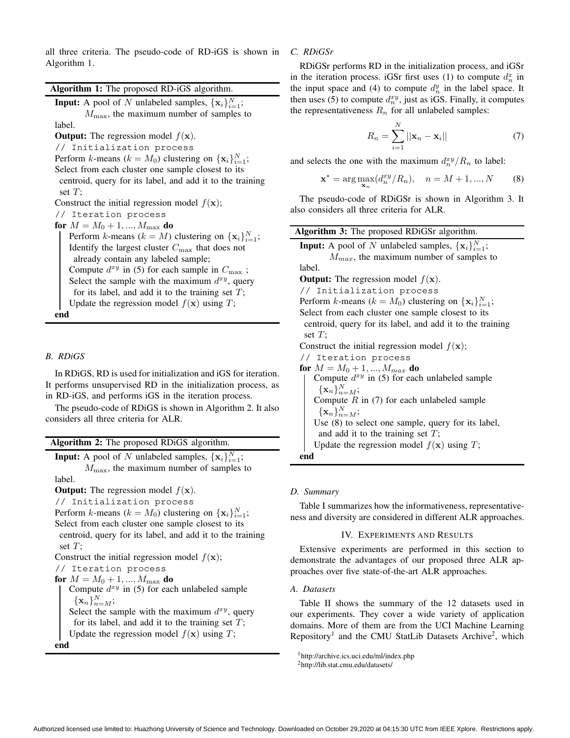all three criteria. The pseudo-code of RD-iGS is shown in Algorithm 1.

**Algorithm 1:** The proposed RD-iGS algorithm.

**Input:** A pool of $N$ unlabeled samples, $\{\mathbf{x}_i\}_{i=1}^N$;
$M_{\max}$, the maximum number of samples to label.
**Output:** The regression model $f(\mathbf{x})$.

```
// Initialization process
```
Perform $k$-means ($k = M_0$) clustering on $\{\mathbf{x}_i\}_{i=1}^N$;
Select from each cluster one sample closest to its centroid, query for its label, and add it to the training set $T$;
Construct the initial regression model $f(\mathbf{x})$;
```
// Iteration process
```
**for** $M = M_0 + 1, ..., M_{\max}$ **do**
  Perform $k$-means ($k = M$) clustering on $\{\mathbf{x}_i\}_{i=1}^N$;
  Identify the largest cluster $C_{\max}$ that does not already contain any labeled sample;
  Compute $d^{xy}$ in (5) for each sample in $C_{\max}$ ;
  Select the sample with the maximum $d^{xy}$, query for its label, and add it to the training set $T$;
  Update the regression model $f(\mathbf{x})$ using $T$;
**end**

### B. RDiGS

In RDiGS, RD is used for initialization and iGS for iteration. It performs unsupervised RD in the initialization process, as in RD-iGS, and performs iGS in the iteration process.

The pseudo-code of RDiGS is shown in Algorithm 2. It also considers all three criteria for ALR.

**Algorithm 2:** The proposed RDiGS algorithm.

**Input:** A pool of $N$ unlabeled samples, $\{\mathbf{x}_i\}_{i=1}^N$;
$M_{\max}$, the maximum number of samples to label.
**Output:** The regression model $f(\mathbf{x})$.

```
// Initialization process
```
Perform $k$-means ($k = M_0$) clustering on $\{\mathbf{x}_i\}_{i=1}^N$;
Select from each cluster one sample closest to its centroid, query for its label, and add it to the training set $T$;
Construct the initial regression model $f(\mathbf{x})$;
```
// Iteration process
```
**for** $M = M_0 + 1, ..., M_{\max}$ **do**
  Compute $d^{xy}$ in (5) for each unlabeled sample $\{\mathbf{x}_n\}_{n=M}^N$;
  Select the sample with the maximum $d^{xy}$, query for its label, and add it to the training set $T$;
  Update the regression model $f(\mathbf{x})$ using $T$;
**end**

### C. RDiGSr

RDiGSr performs RD in the initialization process, and iGSr in the iteration process. iGSr first uses (1) to compute $d_n^x$ in the input space and (4) to compute $d_n^y$ in the label space. It then uses (5) to compute $d_n^{xy}$, just as iGS. Finally, it computes the representativeness $R_n$ for all unlabeled samples:

$$R_n = \sum_{i=1}^{N} ||\mathbf{x}_n - \mathbf{x}_i|| \tag{7}$$

and selects the one with the maximum $d_n^{xy}/R_n$ to label:

$$\mathbf{x}^* = \arg\max_{\mathbf{x}_n}(d_n^{xy}/R_n), \quad n = M+1, ..., N \tag{8}$$

The pseudo-code of RDiGSr is shown in Algorithm 3. It also considers all three criteria for ALR.

**Algorithm 3:** The proposed RDiGSr algorithm.

**Input:** A pool of $N$ unlabeled samples, $\{\mathbf{x}_i\}_{i=1}^N$;
$M_{max}$, the maximum number of samples to label.
**Output:** The regression model $f(\mathbf{x})$.

```
// Initialization process
```
Perform $k$-means ($k = M_0$) clustering on $\{\mathbf{x}_i\}_{i=1}^N$;
Select from each cluster one sample closest to its centroid, query for its label, and add it to the training set $T$;
Construct the initial regression model $f(\mathbf{x})$;
```
// Iteration process
```
**for** $M = M_0 + 1, ..., M_{max}$ **do**
  Compute $d^{xy}$ in (5) for each unlabeled sample $\{\mathbf{x}_n\}_{n=M}^N$;
  Compute $R$ in (7) for each unlabeled sample $\{\mathbf{x}_n\}_{n=M}^N$;
  Use (8) to select one sample, query for its label, and add it to the training set $T$;
  Update the regression model $f(\mathbf{x})$ using $T$;
**end**

### D. Summary

Table I summarizes how the informativeness, representativeness and diversity are considered in different ALR approaches.

## IV. Experiments and Results

Extensive experiments are performed in this section to demonstrate the advantages of our proposed three ALR approaches over five state-of-the-art ALR approaches.

### A. Datasets

Table II shows the summary of the 12 datasets used in our experiments. They cover a wide variety of application domains. More of them are from the UCI Machine Learning Repository[1] and the CMU StatLib Datasets Archive[2], which

[1] http://archive.ics.uci.edu/ml/index.php
[2] http://lib.stat.cmu.edu/datasets/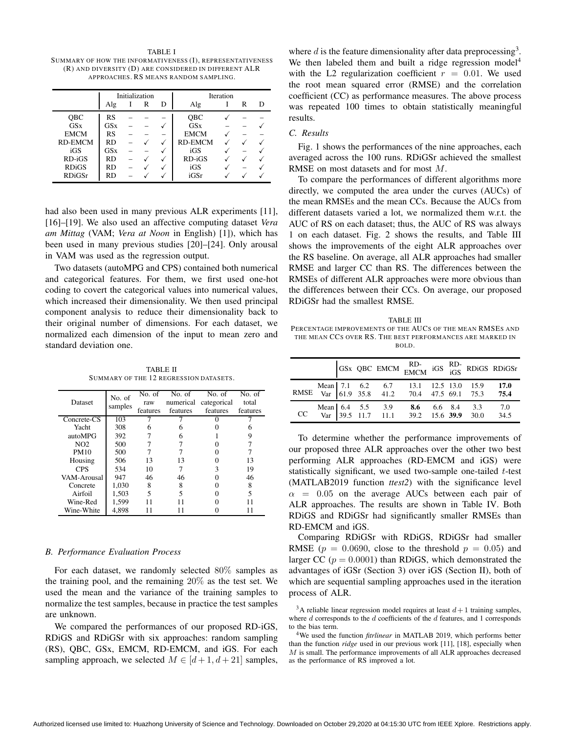TABLE I
SUMMARY OF HOW THE INFORMATIVENESS (I), REPRESENTATIVENESS (R) AND DIVERSITY (D) ARE CONSIDERED IN DIFFERENT ALR APPROACHES. RS MEANS RANDOM SAMPLING.

| | Initialization | | | | Iteration | | | |
|---|---|---|---|---|---|---|---|---|
| | Alg | I | R | D | Alg | I | R | D |
| QBC | RS | – | – | – | QBC | ✓ | – | – |
| GSx | GSx | – | – | ✓ | GSx | – | – | ✓ |
| EMCM | RS | – | – | – | EMCM | ✓ | – | – |
| RD-EMCM | RD | – | ✓ | ✓ | RD-EMCM | ✓ | ✓ | ✓ |
| iGS | GSx | – | – | ✓ | iGS | ✓ | – | ✓ |
| RD-iGS | RD | – | ✓ | ✓ | RD-iGS | ✓ | ✓ | ✓ |
| RDiGS | RD | – | ✓ | ✓ | iGS | ✓ | – | ✓ |
| RDiGSr | RD | – | ✓ | ✓ | iGSr | ✓ | ✓ | ✓ |

had also been used in many previous ALR experiments [11], [16]–[19]. We also used an affective computing dataset *Vera am Mittag* (VAM; *Vera at Noon* in English) [1]), which has been used in many previous studies [20]–[24]. Only arousal in VAM was used as the regression output.

Two datasets (autoMPG and CPS) contained both numerical and categorical features. For them, we first used one-hot coding to covert the categorical values into numerical values, which increased their dimensionality. We then used principal component analysis to reduce their dimensionality back to their original number of dimensions. For each dataset, we normalized each dimension of the input to mean zero and standard deviation one.

TABLE II
SUMMARY OF THE 12 REGRESSION DATASETS.

| Dataset | No. of samples | No. of raw features | No. of numerical features | No. of categorical features | No. of total features |
|---|---|---|---|---|---|
| Concrete-CS | 103 | 7 | 7 | 0 | 7 |
| Yacht | 308 | 6 | 6 | 0 | 6 |
| autoMPG | 392 | 7 | 6 | 1 | 9 |
| NO2 | 500 | 7 | 7 | 0 | 7 |
| PM10 | 500 | 7 | 7 | 0 | 7 |
| Housing | 506 | 13 | 13 | 0 | 13 |
| CPS | 534 | 10 | 7 | 3 | 19 |
| VAM-Arousal | 947 | 46 | 46 | 0 | 46 |
| Concrete | 1,030 | 8 | 8 | 0 | 8 |
| Airfoil | 1,503 | 5 | 5 | 0 | 5 |
| Wine-Red | 1,599 | 11 | 11 | 0 | 11 |
| Wine-White | 4,898 | 11 | 11 | 0 | 11 |

### B. Performance Evaluation Process

For each dataset, we randomly selected $80\%$ samples as the training pool, and the remaining $20\%$ as the test set. We used the mean and the variance of the training samples to normalize the test samples, because in practice the test samples are unknown.

We compared the performances of our proposed RD-iGS, RDiGS and RDiGSr with six approaches: random sampling (RS), QBC, GSx, EMCM, RD-EMCM, and iGS. For each sampling approach, we selected $M \in [d+1, d+21]$ samples, where $d$ is the feature dimensionality after data preprocessing[3]. We then labeled them and built a ridge regression model[4] with the L2 regularization coefficient $r = 0.01$. We used the root mean squared error (RMSE) and the correlation coefficient (CC) as performance measures. The above process was repeated 100 times to obtain statistically meaningful results.

### C. Results

Fig. 1 shows the performances of the nine approaches, each averaged across the 100 runs. RDiGSr achieved the smallest RMSE on most datasets and for most $M$.

To compare the performances of different algorithms more directly, we computed the area under the curves (AUCs) of the mean RMSEs and the mean CCs. Because the AUCs from different datasets varied a lot, we normalized them w.r.t. the AUC of RS on each dataset; thus, the AUC of RS was always 1 on each dataset. Fig. 2 shows the results, and Table III shows the improvements of the eight ALR approaches over the RS baseline. On average, all ALR approaches had smaller RMSE and larger CC than RS. The differences between the RMSEs of different ALR approaches were more obvious than the differences between their CCs. On average, our proposed RDiGSr had the smallest RMSE.

TABLE III
PERCENTAGE IMPROVEMENTS OF THE AUCS OF THE MEAN RMSES AND THE MEAN CCS OVER RS. THE BEST PERFORMANCES ARE MARKED IN BOLD.

| | | GSx | QBC | EMCM | RD-EMCM | iGS | RD-iGS | RDiGS | RDiGSr |
|---|---|---|---|---|---|---|---|---|---|
| RMSE | Mean | 7.1 | 6.2 | 6.7 | 13.1 | 12.5 | 13.0 | 15.9 | **17.0** |
| | Var | 61.9 | 35.8 | 41.2 | 70.4 | 47.5 | 69.1 | 75.3 | **75.4** |
| CC | Mean | 6.4 | 5.5 | 3.9 | **8.6** | 6.6 | 8.4 | 3.3 | 7.0 |
| | Var | 39.5 | 11.7 | 11.1 | 39.2 | 15.6 | **39.9** | 30.0 | 34.5 |

To determine whether the performance improvements of our proposed three ALR approaches over the other two best performing ALR approaches (RD-EMCM and iGS) were statistically significant, we used two-sample one-tailed $t$-test (MATLAB2019 function *ttest2*) with the significance level $\alpha = 0.05$ on the average AUCs between each pair of ALR approaches. The results are shown in Table IV. Both RDiGS and RDiGSr had significantly smaller RMSEs than RD-EMCM and iGS.

Comparing RDiGSr with RDiGS, RDiGSr had smaller RMSE ($p = 0.0690$, close to the threshold $p = 0.05$) and larger CC ($p = 0.0001$) than RDiGS, which demonstrated the advantages of iGSr (Section 3) over iGS (Section II), both of which are sequential sampling approaches used in the iteration process of ALR.

[3] A reliable linear regression model requires at least $d+1$ training samples, where $d$ corresponds to the $d$ coefficients of the $d$ features, and 1 corresponds to the bias term.

[4] We used the function *fitrlinear* in MATLAB 2019, which performs better than the function *ridge* used in our previous work [11], [18], especially when $M$ is small. The performance improvements of all ALR approaches decreased as the performance of RS improved a lot.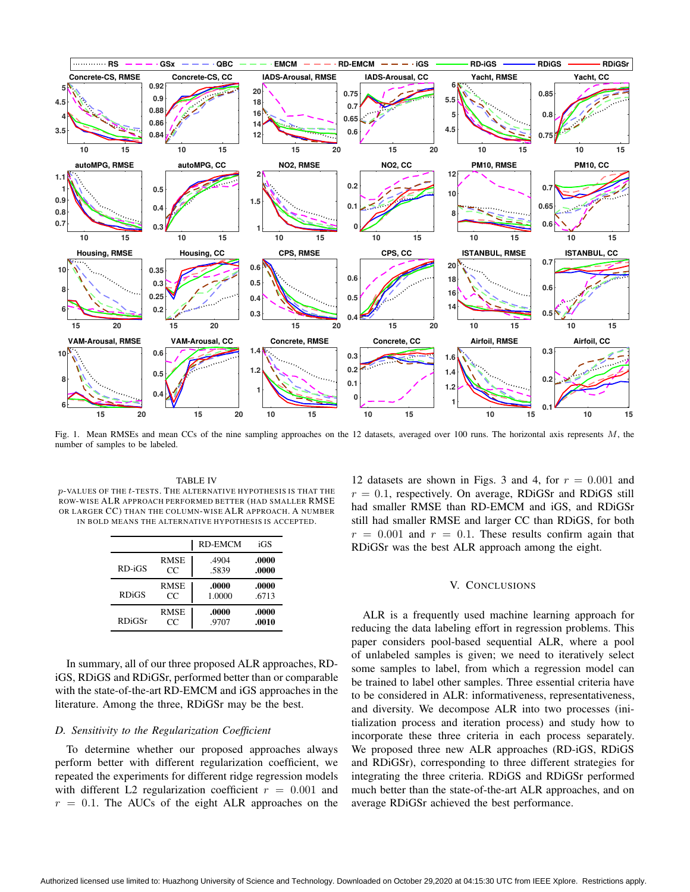Fig. 1. Mean RMSEs and mean CCs of the nine sampling approaches on the 12 datasets, averaged over 100 runs. The horizontal axis represents $M$, the number of samples to be labeled.

TABLE IV
$p$-VALUES OF THE $t$-TESTS. THE ALTERNATIVE HYPOTHESIS IS THAT THE ROW-WISE ALR APPROACH PERFORMED BETTER (HAD SMALLER RMSE OR LARGER CC) THAN THE COLUMN-WISE ALR APPROACH. A NUMBER IN BOLD MEANS THE ALTERNATIVE HYPOTHESIS IS ACCEPTED.

| | | RD-EMCM | iGS |
|---|---|---|---|
| RD-iGS | RMSE | .4904 | **.0000** |
| | CC | .5839 | **.0000** |
| RDiGS | RMSE | **.0000** | **.0000** |
| | CC | 1.0000 | .6713 |
| RDiGSr | RMSE | **.0000** | **.0000** |
| | CC | .9707 | **.0010** |

In summary, all of our three proposed ALR approaches, RD-iGS, RDiGS and RDiGSr, performed better than or comparable with the state-of-the-art RD-EMCM and iGS approaches in the literature. Among the three, RDiGSr may be the best.

### *D. Sensitivity to the Regularization Coefficient*

To determine whether our proposed approaches always perform better with different regularization coefficient, we repeated the experiments for different ridge regression models with different L2 regularization coefficient $r = 0.001$ and $r = 0.1$. The AUCs of the eight ALR approaches on the 12 datasets are shown in Figs. 3 and 4, for $r = 0.001$ and $r = 0.1$, respectively. On average, RDiGSr and RDiGS still had smaller RMSE than RD-EMCM and iGS, and RDiGSr still had smaller RMSE and larger CC than RDiGS, for both $r = 0.001$ and $r = 0.1$. These results confirm again that RDiGSr was the best ALR approach among the eight.

## V. CONCLUSIONS

ALR is a frequently used machine learning approach for reducing the data labeling effort in regression problems. This paper considers pool-based sequential ALR, where a pool of unlabeled samples is given; we need to iteratively select some samples to label, from which a regression model can be trained to label other samples. Three essential criteria have to be considered in ALR: informativeness, representativeness, and diversity. We decompose ALR into two processes (initialization process and iteration process) and study how to incorporate these three criteria in each process separately. We proposed three new ALR approaches (RD-iGS, RDiGS and RDiGSr), corresponding to three different strategies for integrating the three criteria. RDiGS and RDiGSr performed much better than the state-of-the-art ALR approaches, and on average RDiGSr achieved the best performance.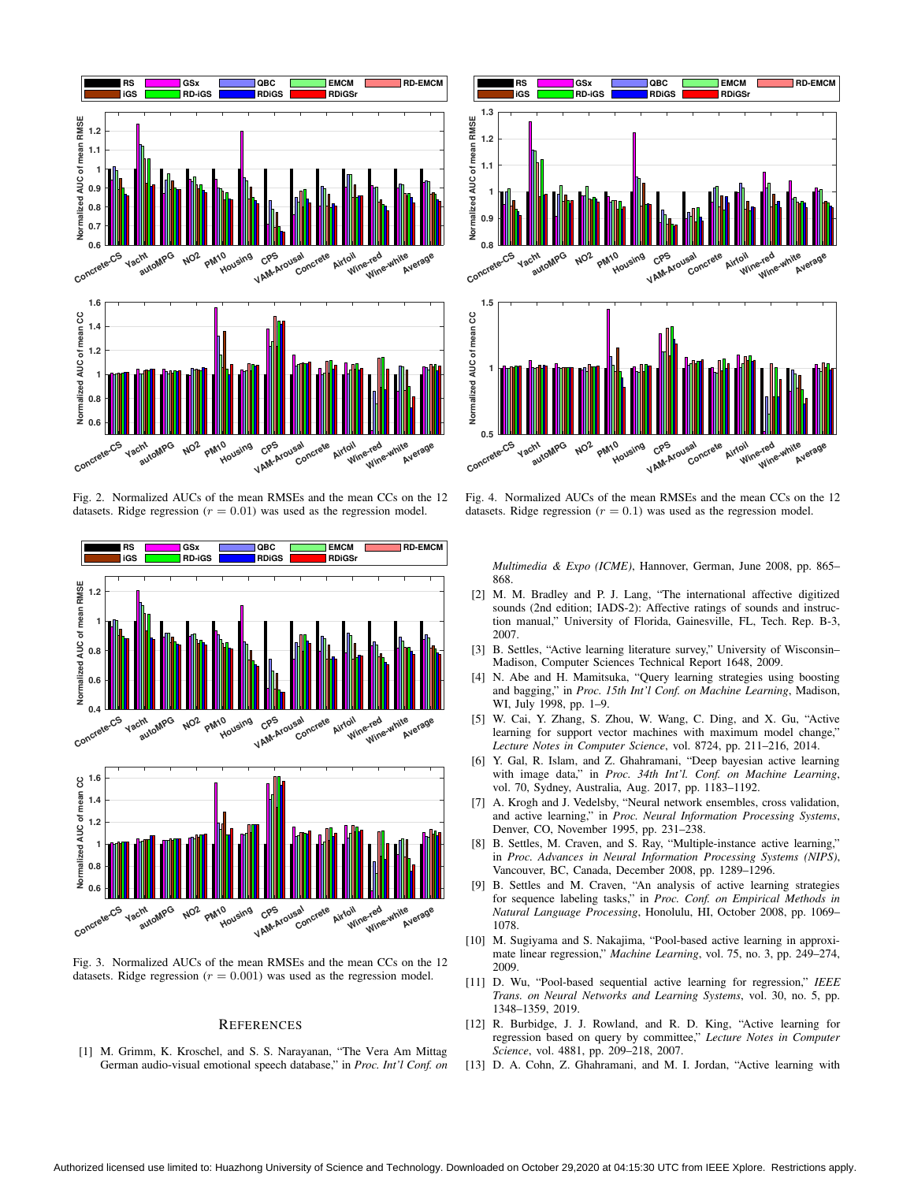Fig. 2. Normalized AUCs of the mean RMSEs and the mean CCs on the 12 datasets. Ridge regression ($r = 0.01$) was used as the regression model.

Fig. 3. Normalized AUCs of the mean RMSEs and the mean CCs on the 12 datasets. Ridge regression ($r = 0.001$) was used as the regression model.

Fig. 4. Normalized AUCs of the mean RMSEs and the mean CCs on the 12 datasets. Ridge regression ($r = 0.1$) was used as the regression model.

## REFERENCES

[1] M. Grimm, K. Kroschel, and S. S. Narayanan, "The Vera Am Mittag German audio-visual emotional speech database," in *Proc. Int'l Conf. on Multimedia & Expo (ICME)*, Hannover, German, June 2008, pp. 865–868.

[2] M. M. Bradley and P. J. Lang, "The international affective digitized sounds (2nd edition; IADS-2): Affective ratings of sounds and instruction manual," University of Florida, Gainesville, FL, Tech. Rep. B-3, 2007.

[3] B. Settles, "Active learning literature survey," University of Wisconsin–Madison, Computer Sciences Technical Report 1648, 2009.

[4] N. Abe and H. Mamitsuka, "Query learning strategies using boosting and bagging," in *Proc. 15th Int'l Conf. on Machine Learning*, Madison, WI, July 1998, pp. 1–9.

[5] W. Cai, Y. Zhang, S. Zhou, W. Wang, C. Ding, and X. Gu, "Active learning for support vector machines with maximum model change," *Lecture Notes in Computer Science*, vol. 8724, pp. 211–216, 2014.

[6] Y. Gal, R. Islam, and Z. Ghahramani, "Deep bayesian active learning with image data," in *Proc. 34th Int'l. Conf. on Machine Learning*, vol. 70, Sydney, Australia, Aug. 2017, pp. 1183–1192.

[7] A. Krogh and J. Vedelsby, "Neural network ensembles, cross validation, and active learning," in *Proc. Neural Information Processing Systems*, Denver, CO, November 1995, pp. 231–238.

[8] B. Settles, M. Craven, and S. Ray, "Multiple-instance active learning," in *Proc. Advances in Neural Information Processing Systems (NIPS)*, Vancouver, BC, Canada, December 2008, pp. 1289–1296.

[9] B. Settles and M. Craven, "An analysis of active learning strategies for sequence labeling tasks," in *Proc. Conf. on Empirical Methods in Natural Language Processing*, Honolulu, HI, October 2008, pp. 1069–1078.

[10] M. Sugiyama and S. Nakajima, "Pool-based active learning in approximate linear regression," *Machine Learning*, vol. 75, no. 3, pp. 249–274, 2009.

[11] D. Wu, "Pool-based sequential active learning for regression," *IEEE Trans. on Neural Networks and Learning Systems*, vol. 30, no. 5, pp. 1348–1359, 2019.

[12] R. Burbidge, J. J. Rowland, and R. D. King, "Active learning for regression based on query by committee," *Lecture Notes in Computer Science*, vol. 4881, pp. 209–218, 2007.

[13] D. A. Cohn, Z. Ghahramani, and M. I. Jordan, "Active learning with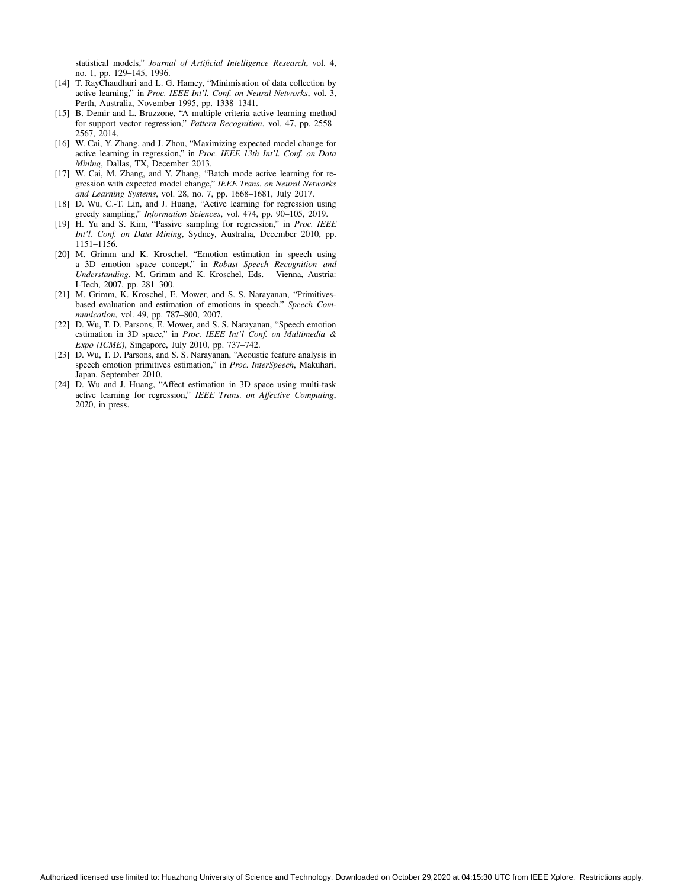statistical models," *Journal of Artificial Intelligence Research*, vol. 4, no. 1, pp. 129–145, 1996.

[14] T. RayChaudhuri and L. G. Hamey, "Minimisation of data collection by active learning," in *Proc. IEEE Int'l. Conf. on Neural Networks*, vol. 3, Perth, Australia, November 1995, pp. 1338–1341.

[15] B. Demir and L. Bruzzone, "A multiple criteria active learning method for support vector regression," *Pattern Recognition*, vol. 47, pp. 2558–2567, 2014.

[16] W. Cai, Y. Zhang, and J. Zhou, "Maximizing expected model change for active learning in regression," in *Proc. IEEE 13th Int'l. Conf. on Data Mining*, Dallas, TX, December 2013.

[17] W. Cai, M. Zhang, and Y. Zhang, "Batch mode active learning for regression with expected model change," *IEEE Trans. on Neural Networks and Learning Systems*, vol. 28, no. 7, pp. 1668–1681, July 2017.

[18] D. Wu, C.-T. Lin, and J. Huang, "Active learning for regression using greedy sampling," *Information Sciences*, vol. 474, pp. 90–105, 2019.

[19] H. Yu and S. Kim, "Passive sampling for regression," in *Proc. IEEE Int'l. Conf. on Data Mining*, Sydney, Australia, December 2010, pp. 1151–1156.

[20] M. Grimm and K. Kroschel, "Emotion estimation in speech using a 3D emotion space concept," in *Robust Speech Recognition and Understanding*, M. Grimm and K. Kroschel, Eds. Vienna, Austria: I-Tech, 2007, pp. 281–300.

[21] M. Grimm, K. Kroschel, E. Mower, and S. S. Narayanan, "Primitives-based evaluation and estimation of emotions in speech," *Speech Communication*, vol. 49, pp. 787–800, 2007.

[22] D. Wu, T. D. Parsons, E. Mower, and S. S. Narayanan, "Speech emotion estimation in 3D space," in *Proc. IEEE Int'l Conf. on Multimedia & Expo (ICME)*, Singapore, July 2010, pp. 737–742.

[23] D. Wu, T. D. Parsons, and S. S. Narayanan, "Acoustic feature analysis in speech emotion primitives estimation," in *Proc. InterSpeech*, Makuhari, Japan, September 2010.

[24] D. Wu and J. Huang, "Affect estimation in 3D space using multi-task active learning for regression," *IEEE Trans. on Affective Computing*, 2020, in press.